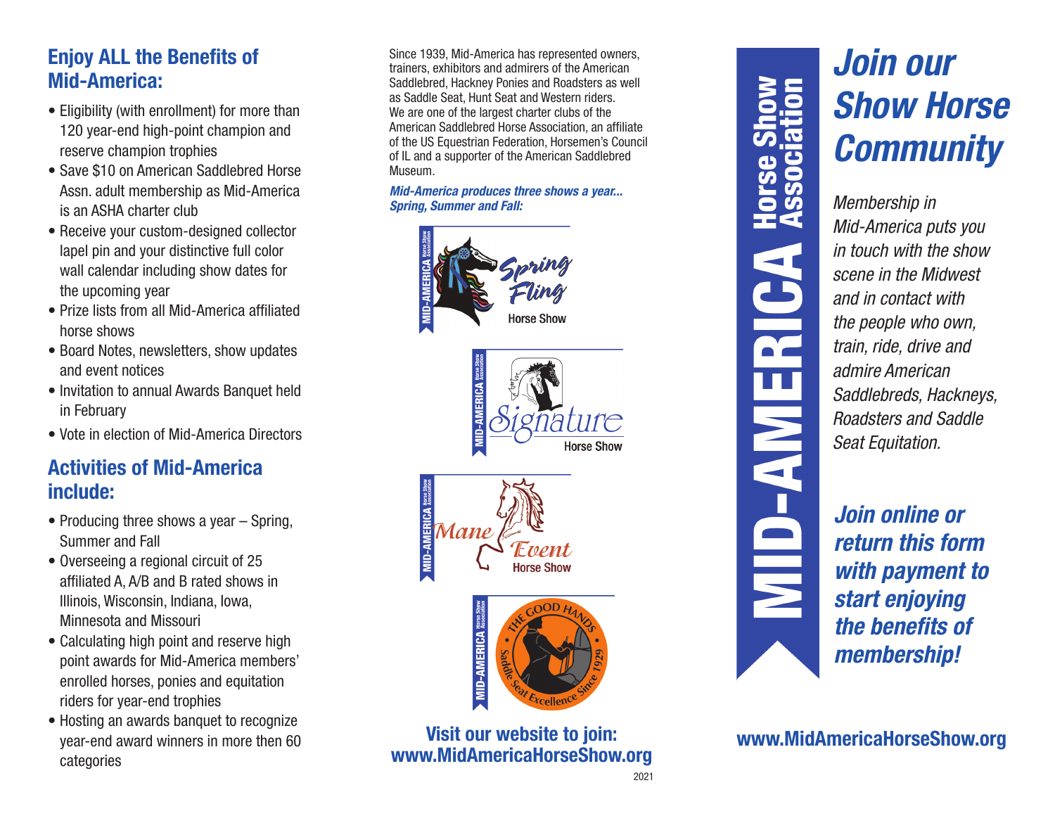## Enjoy ALL the Benefits of Mid-America:

- Eligibility (with enrollment) for more than 120 year-end high-point champion and reserve champion trophies
- Save $10 on American Saddlebred Horse Assn. adult membership as Mid-America is an ASHA charter club
- Receive your custom-designed collector lapel pin and your distinctive full color wall calendar including show dates for the upcoming year
- Prize lists from all Mid-America affiliated horse shows
- Board Notes, newsletters, show updates and event notices
- Invitation to annual Awards Banquet held in February
- Vote in election of Mid-America Directors

## Activities of Mid-America include:

- Producing three shows a year – Spring, Summer and Fall
- Overseeing a regional circuit of 25 affiliated A, A/B and B rated shows in Illinois, Wisconsin, Indiana, Iowa, Minnesota and Missouri
- Calculating high point and reserve high point awards for Mid-America members' enrolled horses, ponies and equitation riders for year-end trophies
- Hosting an awards banquet to recognize year-end award winners in more then 60 categories

Since 1939, Mid-America has represented owners, trainers, exhibitors and admirers of the American Saddlebred, Hackney Ponies and Roadsters as well as Saddle Seat, Hunt Seat and Western riders. We are one of the largest charter clubs of the American Saddlebred Horse Association, an affiliate of the US Equestrian Federation, Horsemen's Council of IL and a supporter of the American Saddlebred Museum.

***Mid-America produces three shows a year... Spring, Summer and Fall:***

MID-AMERICA Horse Show Association — Spring Fling Horse Show

MID-AMERICA Horse Show Association — Signature Horse Show

MID-AMERICA Horse Show Association — Mane Event Horse Show

MID-AMERICA Horse Show Association — The Good Hands • Saddle Seat Excellence Since 1929 •

**Visit our website to join: www.MidAmericaHorseShow.org**

2021

# MID-AMERICA Horse Show Association

# *Join our Show Horse Community*

*Membership in Mid-America puts you in touch with the show scene in the Midwest and in contact with the people who own, train, ride, drive and admire American Saddlebreds, Hackneys, Roadsters and Saddle Seat Equitation.*

***Join online or return this form with payment to start enjoying the benefits of membership!***

**www.MidAmericaHorseShow.org**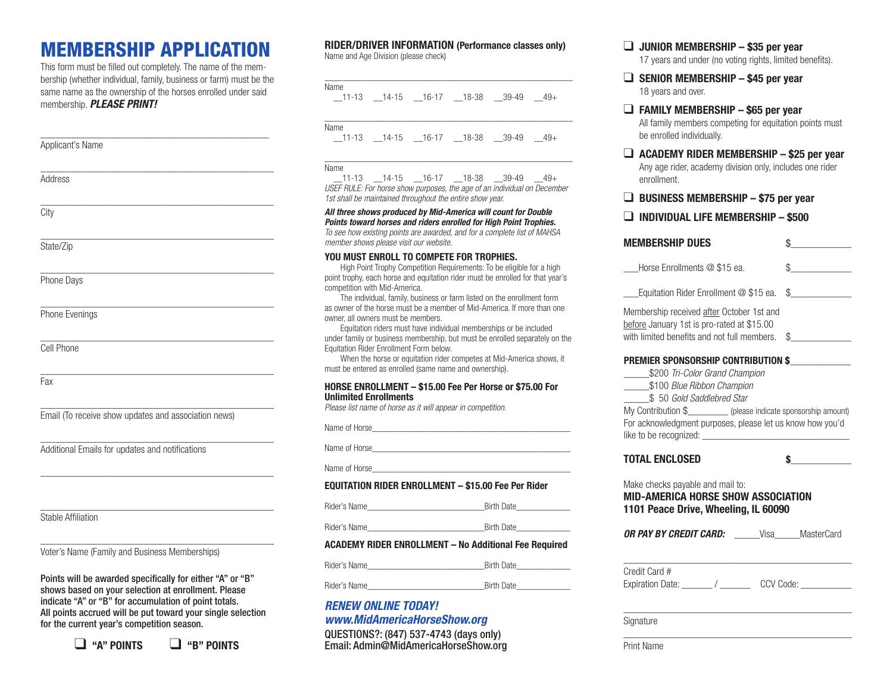# MEMBERSHIP APPLICATION

This form must be filled out completely. The name of the membership (whether individual, family, business or farm) must be the same name as the ownership of the horses enrolled under said membership. ***PLEASE PRINT!***

______________________________________________
Applicant's Name

______________________________________________
Address

______________________________________________
City

______________________________________________
State/Zip

______________________________________________
Phone Days

______________________________________________
Phone Evenings

______________________________________________
Cell Phone

______________________________________________
Fax

______________________________________________
Email (To receive show updates and association news)

______________________________________________
Additional Emails for updates and notifications

______________________________________________

______________________________________________
Stable Affiliation

______________________________________________
Voter's Name (Family and Business Memberships)

**Points will be awarded specifically for either "A" or "B" shows based on your selection at enrollment. Please indicate "A" or "B" for accumulation of point totals. All points accrued will be put toward your single selection for the current year's competition season.**

❑ **"A" POINTS** ❑ **"B" POINTS**

## RIDER/DRIVER INFORMATION (Performance classes only)

Name and Age Division (please check)

______________________________________________
Name
__11-13 __14-15 __16-17 __18-38 __39-49 __49+

______________________________________________
Name
__11-13 __14-15 __16-17 __18-38 __39-49 __49+

______________________________________________
Name
__11-13 __14-15 __16-17 __18-38 __39-49 __49+

*USEF RULE: For horse show purposes, the age of an individual on December 1st shall be maintained throughout the entire show year.*

***All three shows produced by Mid-America will count for Double Points toward horses and riders enrolled for High Point Trophies.*** *To see how existing points are awarded, and for a complete list of MAHSA member shows please visit our website.*

### YOU MUST ENROLL TO COMPETE FOR TROPHIES.

High Point Trophy Competition Requirements: To be eligible for a high point trophy, each horse and equitation rider must be enrolled for that year's competition with Mid-America.

The individual, family, business or farm listed on the enrollment form as owner of the horse must be a member of Mid-America. If more than one owner, all owners must be members.

Equitation riders must have individual memberships or be included under family or business membership, but must be enrolled separately on the Equitation Rider Enrollment Form below.

When the horse or equitation rider competes at Mid-America shows, it must be entered as enrolled (same name and ownership).

### HORSE ENROLLMENT – $15.00 Fee Per Horse or $75.00 For Unlimited Enrollments

*Please list name of horse as it will appear in competition.*

Name of Horse______________________________________________

Name of Horse______________________________________________

Name of Horse______________________________________________

### EQUITATION RIDER ENROLLMENT – $15.00 Fee Per Rider

Rider's Name___________________________ Birth Date____________

Rider's Name___________________________ Birth Date____________

### ACADEMY RIDER ENROLLMENT – No Additional Fee Required

Rider's Name___________________________ Birth Date____________

Rider's Name___________________________ Birth Date____________

***RENEW ONLINE TODAY!***
***www.MidAmericaHorseShow.org***

QUESTIONS?: (847) 537-4743 (days only)
Email: Admin@MidAmericaHorseShow.org

❑ **JUNIOR MEMBERSHIP – $35 per year**
17 years and under (no voting rights, limited benefits).

❑ **SENIOR MEMBERSHIP – $45 per year**
18 years and over.

❑ **FAMILY MEMBERSHIP – $65 per year**
All family members competing for equitation points must be enrolled individually.

❑ **ACADEMY RIDER MEMBERSHIP – $25 per year**
Any age rider, academy division only, includes one rider enrollment.

❑ **BUSINESS MEMBERSHIP – $75 per year**

❑ **INDIVIDUAL LIFE MEMBERSHIP – $500**

**MEMBERSHIP DUES** $____________

___Horse Enrollments @ $15 ea. $____________

___Equitation Rider Enrollment @ $15 ea. $____________

Membership received after October 1st and before January 1st is pro-rated at $15.00 with limited benefits and not full members. $____________

**PREMIER SPONSORSHIP CONTRIBUTION $____________**

_____$200 *Tri-Color Grand Champion*
_____$100 *Blue Ribbon Champion*
_____$ 50 *Gold Saddlebred Star*

My Contribution $________ (please indicate sponsorship amount)

For acknowledgment purposes, please let us know how you'd like to be recognized: ______________________________

**TOTAL ENCLOSED $____________**

Make checks payable and mail to:
**MID-AMERICA HORSE SHOW ASSOCIATION**
**1101 Peace Drive, Wheeling, IL 60090**

***OR PAY BY CREDIT CARD:*** _____Visa_____MasterCard

______________________________________________
Credit Card #
Expiration Date: ______ / ______ CCV Code: __________

______________________________________________
Signature

______________________________________________
Print Name